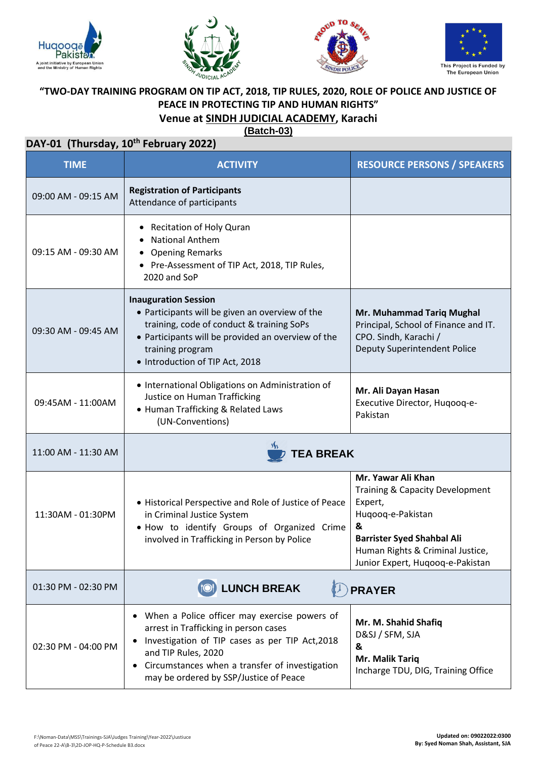Huqooq-e-Pakistan — A joint initiative by European Union and the Ministry of Human Rights

This Project is Funded by The European Union

# "TWO-DAY TRAINING PROGRAM ON TIP ACT, 2018, TIP RULES, 2020, ROLE OF POLICE AND JUSTICE OF PEACE IN PROTECTING TIP AND HUMAN RIGHTS"

## Venue at SINDH JUDICIAL ACADEMY, Karachi

**(Batch-03)**

## DAY-01 (Thursday, 10th February 2022)

| TIME | ACTIVITY | RESOURCE PERSONS / SPEAKERS |
|---|---|---|
| 09:00 AM - 09:15 AM | **Registration of Participants**<br>Attendance of participants | |
| 09:15 AM - 09:30 AM | • Recitation of Holy Quran<br>• National Anthem<br>• Opening Remarks<br>• Pre-Assessment of TIP Act, 2018, TIP Rules, 2020 and SoP | |
| 09:30 AM - 09:45 AM | **Inauguration Session**<br>• Participants will be given an overview of the training, code of conduct & training SoPs<br>• Participants will be provided an overview of the training program<br>• Introduction of TIP Act, 2018 | **Mr. Muhammad Tariq Mughal**<br>Principal, School of Finance and IT. CPO. Sindh, Karachi /<br>Deputy Superintendent Police |
| 09:45AM - 11:00AM | • International Obligations on Administration of Justice on Human Trafficking<br>• Human Trafficking & Related Laws (UN-Conventions) | **Mr. Ali Dayan Hasan**<br>Executive Director, Huqooq-e-Pakistan |
| 11:00 AM - 11:30 AM | **TEA BREAK** | |
| 11:30AM - 01:30PM | • Historical Perspective and Role of Justice of Peace in Criminal Justice System<br>• How to identify Groups of Organized Crime involved in Trafficking in Person by Police | **Mr. Yawar Ali Khan**<br>Training & Capacity Development Expert,<br>Huqooq-e-Pakistan<br>**&**<br>**Barrister Syed Shahbal Ali**<br>Human Rights & Criminal Justice, Junior Expert, Huqooq-e-Pakistan |
| 01:30 PM - 02:30 PM | **LUNCH BREAK** **PRAYER** | |
| 02:30 PM - 04:00 PM | • When a Police officer may exercise powers of arrest in Trafficking in person cases<br>• Investigation of TIP cases as per TIP Act,2018 and TIP Rules, 2020<br>• Circumstances when a transfer of investigation may be ordered by SSP/Justice of Peace | **Mr. M. Shahid Shafiq**<br>D&SJ / SFM, SJA<br>**&**<br>**Mr. Malik Tariq**<br>Incharge TDU, DIG, Training Office |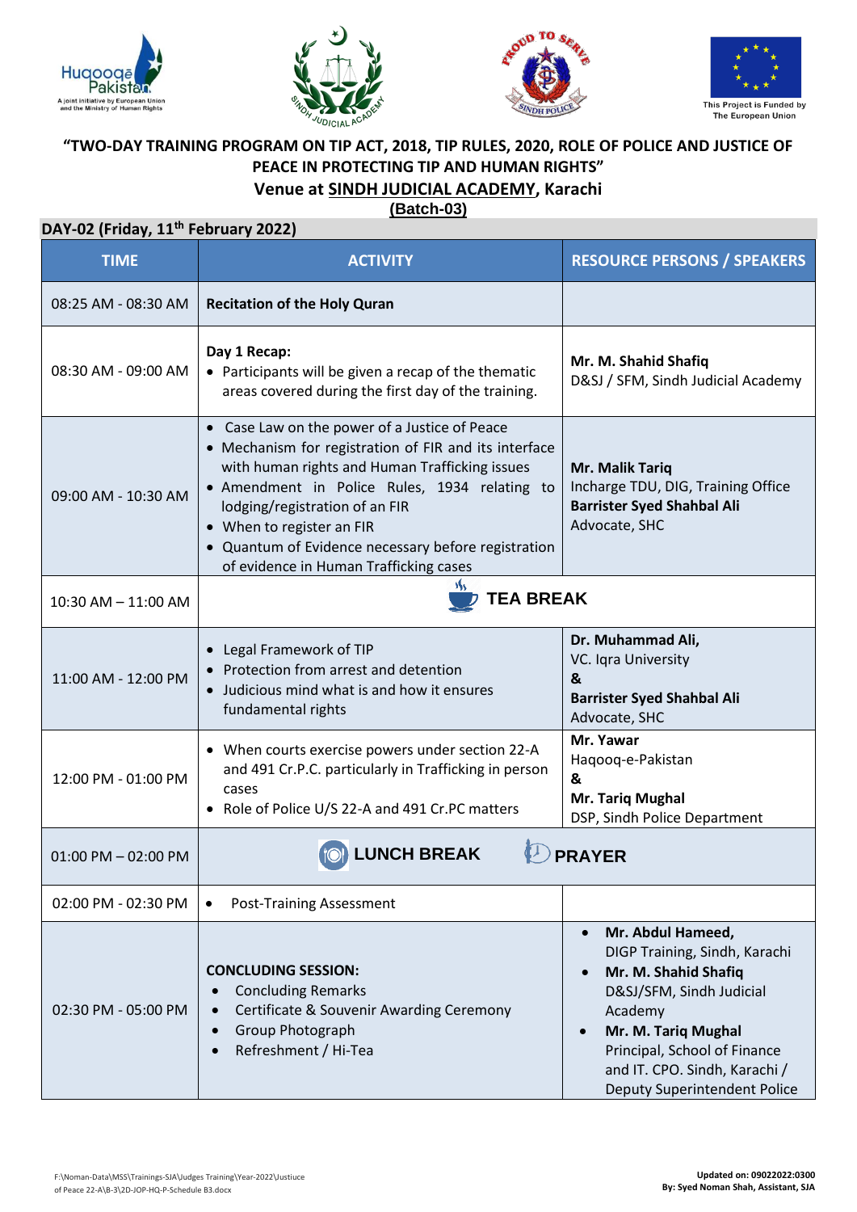**“TWO-DAY TRAINING PROGRAM ON TIP ACT, 2018, TIP RULES, 2020, ROLE OF POLICE AND JUSTICE OF PEACE IN PROTECTING TIP AND HUMAN RIGHTS”**

**Venue at SINDH JUDICIAL ACADEMY, Karachi**

**(Batch-03)**

**DAY-02 (Friday, 11th February 2022)**

| TIME | ACTIVITY | RESOURCE PERSONS / SPEAKERS |
|---|---|---|
| 08:25 AM - 08:30 AM | **Recitation of the Holy Quran** | |
| 08:30 AM - 09:00 AM | **Day 1 Recap:**<br>• Participants will be given a recap of the thematic areas covered during the first day of the training. | **Mr. M. Shahid Shafiq**<br>D&SJ / SFM, Sindh Judicial Academy |
| 09:00 AM - 10:30 AM | • Case Law on the power of a Justice of Peace<br>• Mechanism for registration of FIR and its interface with human rights and Human Trafficking issues<br>• Amendment in Police Rules, 1934 relating to lodging/registration of an FIR<br>• When to register an FIR<br>• Quantum of Evidence necessary before registration of evidence in Human Trafficking cases | **Mr. Malik Tariq**<br>Incharge TDU, DIG, Training Office<br>**Barrister Syed Shahbal Ali**<br>Advocate, SHC |
| 10:30 AM – 11:00 AM | **TEA BREAK** | |
| 11:00 AM - 12:00 PM | • Legal Framework of TIP<br>• Protection from arrest and detention<br>• Judicious mind what is and how it ensures fundamental rights | **Dr. Muhammad Ali,**<br>VC. Iqra University<br>**&**<br>**Barrister Syed Shahbal Ali**<br>Advocate, SHC |
| 12:00 PM - 01:00 PM | • When courts exercise powers under section 22-A and 491 Cr.P.C. particularly in Trafficking in person cases<br>• Role of Police U/S 22-A and 491 Cr.PC matters | **Mr. Yawar**<br>Haqooq-e-Pakistan<br>**&**<br>**Mr. Tariq Mughal**<br>DSP, Sindh Police Department |
| 01:00 PM – 02:00 PM | **LUNCH BREAK** **PRAYER** | |
| 02:00 PM - 02:30 PM | • Post-Training Assessment | |
| 02:30 PM - 05:00 PM | **CONCLUDING SESSION:**<br>• Concluding Remarks<br>• Certificate & Souvenir Awarding Ceremony<br>• Group Photograph<br>• Refreshment / Hi-Tea | • **Mr. Abdul Hameed,** DIGP Training, Sindh, Karachi<br>• **Mr. M. Shahid Shafiq** D&SJ/SFM, Sindh Judicial Academy<br>• **Mr. M. Tariq Mughal** Principal, School of Finance and IT. CPO. Sindh, Karachi / Deputy Superintendent Police |

F:\Noman-Data\MSS\Trainings-SJA\Judges Training\Year-2022\Justiuce of Peace 22-A\B-3\2D-JOP-HQ-P-Schedule B3.docx

**Updated on: 09022022:0300**
**By: Syed Noman Shah, Assistant, SJA**